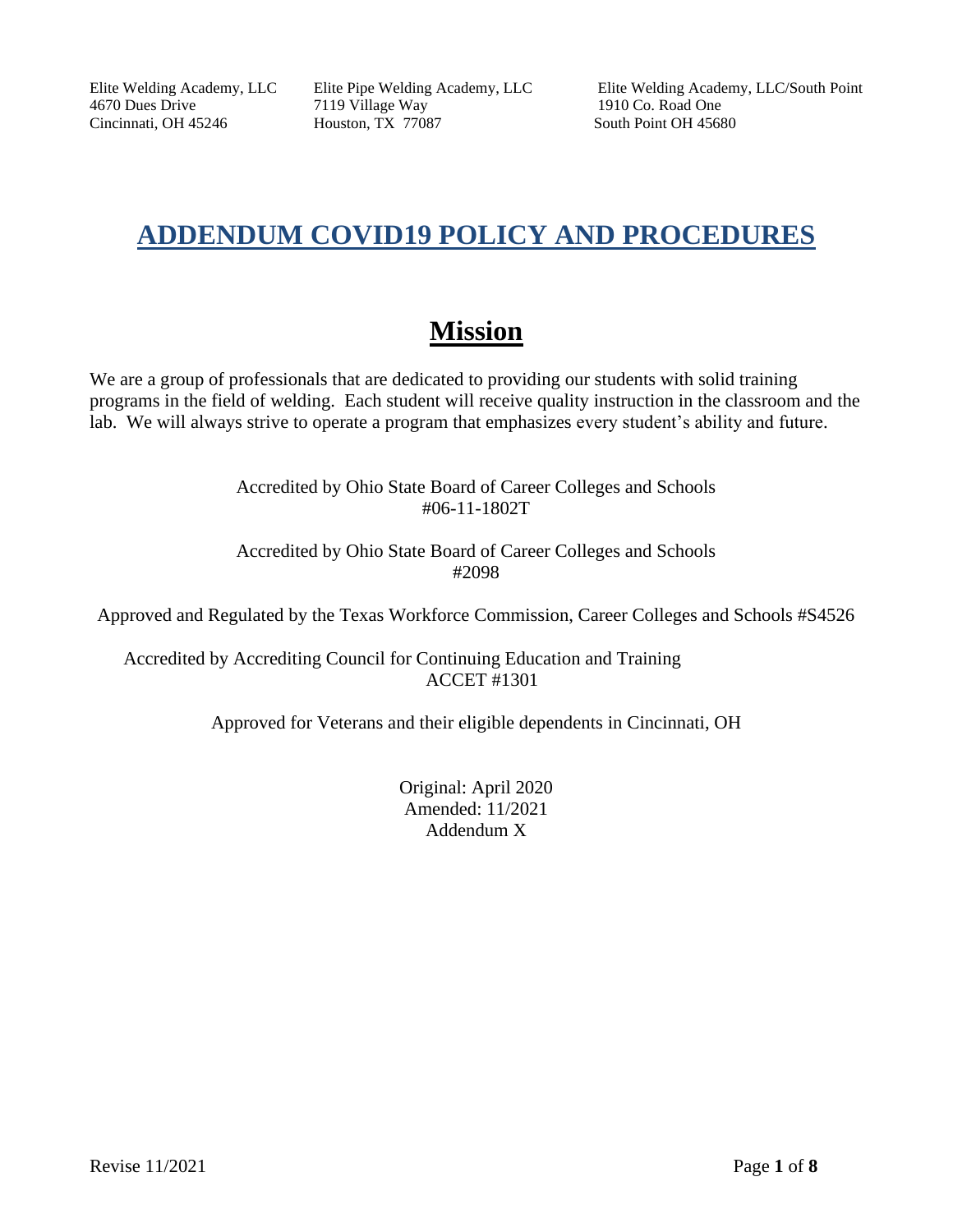Elite Welding Academy, LLC
4670 Dues Drive
Cincinnati, OH 45246

Elite Pipe Welding Academy, LLC
7119 Village Way
Houston, TX 77087

Elite Welding Academy, LLC/South Point
1910 Co. Road One
South Point OH 45680

# ADDENDUM COVID19 POLICY AND PROCEDURES

## Mission

We are a group of professionals that are dedicated to providing our students with solid training programs in the field of welding. Each student will receive quality instruction in the classroom and the lab. We will always strive to operate a program that emphasizes every student's ability and future.

Accredited by Ohio State Board of Career Colleges and Schools
#06-11-1802T

Accredited by Ohio State Board of Career Colleges and Schools
#2098

Approved and Regulated by the Texas Workforce Commission, Career Colleges and Schools #S4526

Accredited by Accrediting Council for Continuing Education and Training
ACCET #1301

Approved for Veterans and their eligible dependents in Cincinnati, OH

Original: April 2020
Amended: 11/2021
Addendum X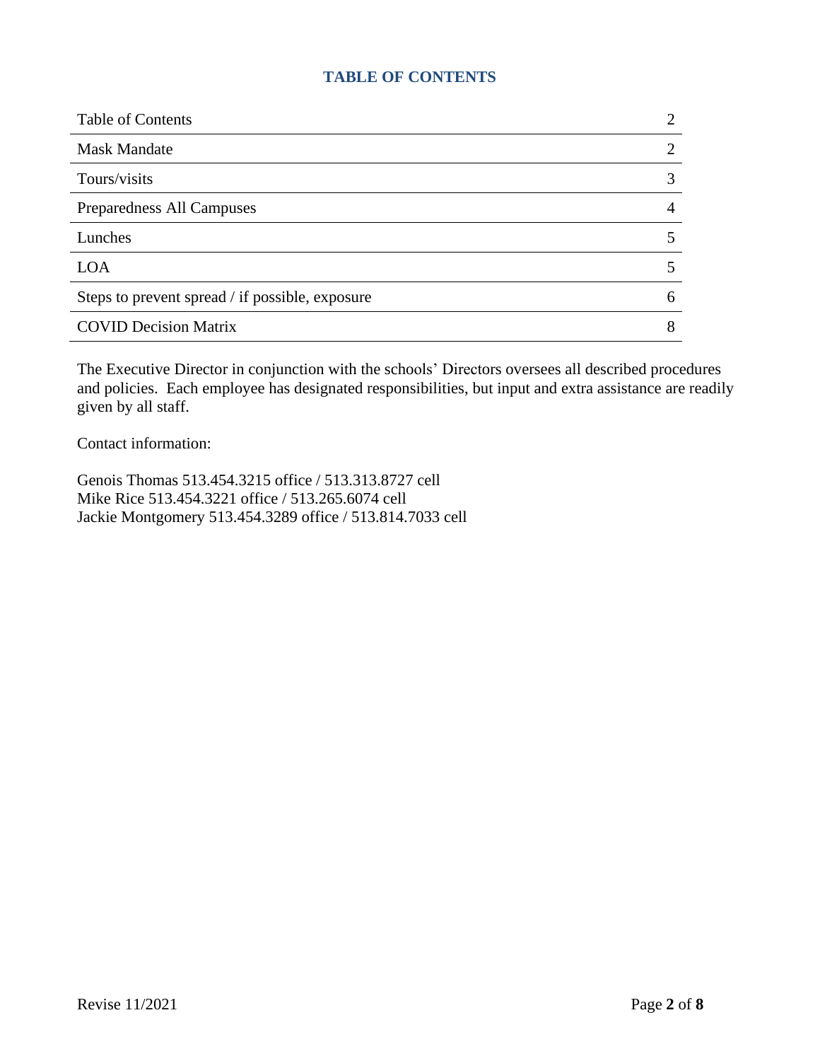## TABLE OF CONTENTS

| | |
|---|---|
| Table of Contents | 2 |
| Mask Mandate | 2 |
| Tours/visits | 3 |
| Preparedness All Campuses | 4 |
| Lunches | 5 |
| LOA | 5 |
| Steps to prevent spread / if possible, exposure | 6 |
| COVID Decision Matrix | 8 |

The Executive Director in conjunction with the schools' Directors oversees all described procedures and policies. Each employee has designated responsibilities, but input and extra assistance are readily given by all staff.

Contact information:

Genois Thomas 513.454.3215 office / 513.313.8727 cell
Mike Rice 513.454.3221 office / 513.265.6074 cell
Jackie Montgomery 513.454.3289 office / 513.814.7033 cell

Revise 11/2021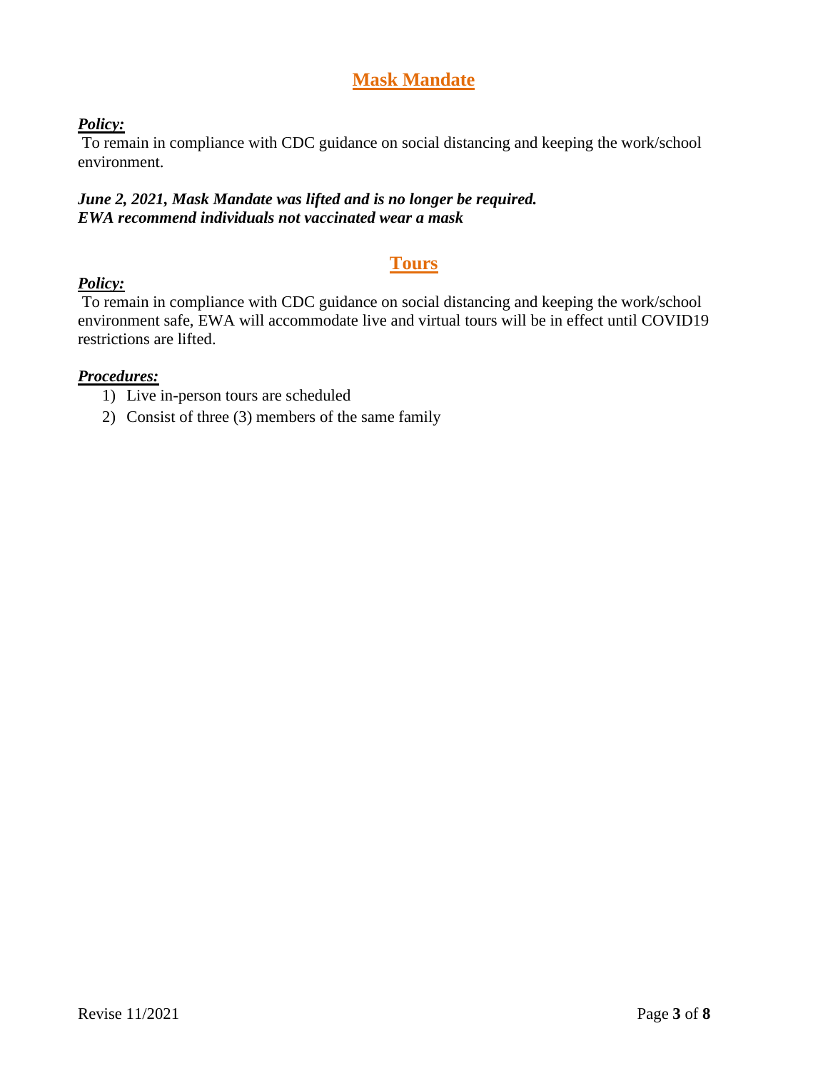## Mask Mandate

***Policy:***

To remain in compliance with CDC guidance on social distancing and keeping the work/school environment.

***June 2, 2021, Mask Mandate was lifted and is no longer be required.***
***EWA recommend individuals not vaccinated wear a mask***

## Tours

***Policy:***

To remain in compliance with CDC guidance on social distancing and keeping the work/school environment safe, EWA will accommodate live and virtual tours will be in effect until COVID19 restrictions are lifted.

***Procedures:***

1) Live in-person tours are scheduled
2) Consist of three (3) members of the same family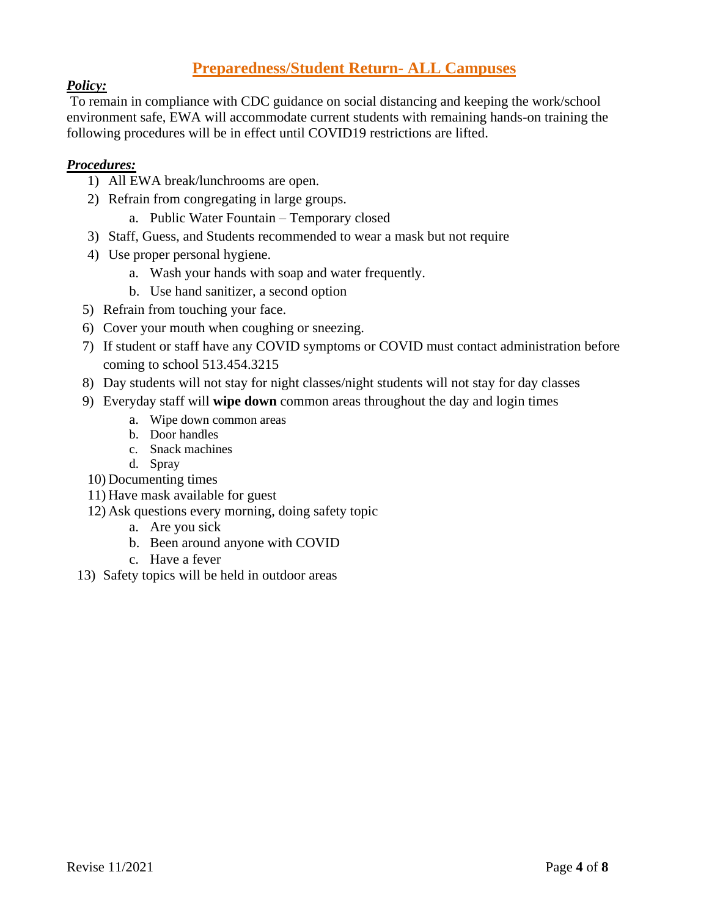## Preparedness/Student Return- ALL Campuses

***Policy:***

To remain in compliance with CDC guidance on social distancing and keeping the work/school environment safe, EWA will accommodate current students with remaining hands-on training the following procedures will be in effect until COVID19 restrictions are lifted.

***Procedures:***

1) All EWA break/lunchrooms are open.
2) Refrain from congregating in large groups.
   a. Public Water Fountain – Temporary closed
3) Staff, Guess, and Students recommended to wear a mask but not require
4) Use proper personal hygiene.
   a. Wash your hands with soap and water frequently.
   b. Use hand sanitizer, a second option
5) Refrain from touching your face.
6) Cover your mouth when coughing or sneezing.
7) If student or staff have any COVID symptoms or COVID must contact administration before coming to school 513.454.3215
8) Day students will not stay for night classes/night students will not stay for day classes
9) Everyday staff will **wipe down** common areas throughout the day and login times
   a. Wipe down common areas
   b. Door handles
   c. Snack machines
   d. Spray
10) Documenting times
11) Have mask available for guest
12) Ask questions every morning, doing safety topic
    a. Are you sick
    b. Been around anyone with COVID
    c. Have a fever
13) Safety topics will be held in outdoor areas

Revise 11/2021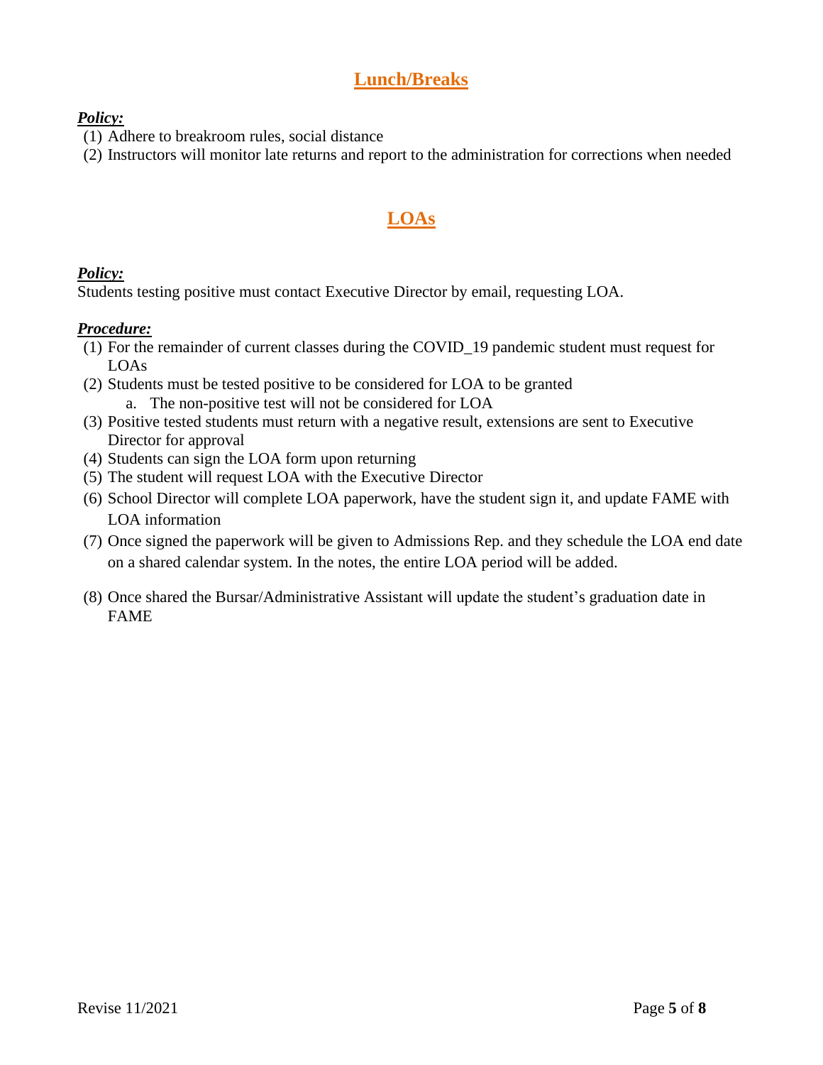## Lunch/Breaks

***Policy:***

(1) Adhere to breakroom rules, social distance
(2) Instructors will monitor late returns and report to the administration for corrections when needed

## LOAs

***Policy:***

Students testing positive must contact Executive Director by email, requesting LOA.

***Procedure:***

(1) For the remainder of current classes during the COVID_19 pandemic student must request for LOAs
(2) Students must be tested positive to be considered for LOA to be granted
    a. The non-positive test will not be considered for LOA
(3) Positive tested students must return with a negative result, extensions are sent to Executive Director for approval
(4) Students can sign the LOA form upon returning
(5) The student will request LOA with the Executive Director
(6) School Director will complete LOA paperwork, have the student sign it, and update FAME with LOA information
(7) Once signed the paperwork will be given to Admissions Rep. and they schedule the LOA end date on a shared calendar system. In the notes, the entire LOA period will be added.
(8) Once shared the Bursar/Administrative Assistant will update the student's graduation date in FAME

Revise 11/2021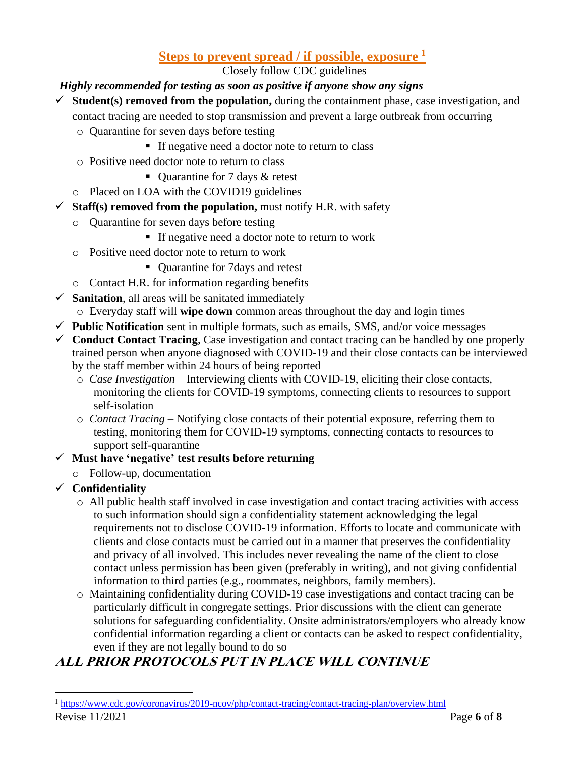## Steps to prevent spread / if possible, exposure [1]

Closely follow CDC guidelines

***Highly recommended for testing as soon as positive if anyone show any signs***

- ✓ **Student(s) removed from the population,** during the containment phase, case investigation, and contact tracing are needed to stop transmission and prevent a large outbreak from occurring
  - Quarantine for seven days before testing
    - If negative need a doctor note to return to class
  - Positive need doctor note to return to class
    - Quarantine for 7 days & retest
  - Placed on LOA with the COVID19 guidelines
- ✓ **Staff(s) removed from the population,** must notify H.R. with safety
  - Quarantine for seven days before testing
    - If negative need a doctor note to return to work
  - Positive need doctor note to return to work
    - Quarantine for 7days and retest
  - Contact H.R. for information regarding benefits
- ✓ **Sanitation**, all areas will be sanitated immediately
  - Everyday staff will **wipe down** common areas throughout the day and login times
- ✓ **Public Notification** sent in multiple formats, such as emails, SMS, and/or voice messages
- ✓ **Conduct Contact Tracing**, Case investigation and contact tracing can be handled by one properly trained person when anyone diagnosed with COVID-19 and their close contacts can be interviewed by the staff member within 24 hours of being reported
  - *Case Investigation* – Interviewing clients with COVID-19, eliciting their close contacts, monitoring the clients for COVID-19 symptoms, connecting clients to resources to support self-isolation
  - *Contact Tracing* – Notifying close contacts of their potential exposure, referring them to testing, monitoring them for COVID-19 symptoms, connecting contacts to resources to support self-quarantine
- ✓ **Must have 'negative' test results before returning**
  - Follow-up, documentation
- ✓ **Confidentiality**
  - All public health staff involved in case investigation and contact tracing activities with access to such information should sign a confidentiality statement acknowledging the legal requirements not to disclose COVID-19 information. Efforts to locate and communicate with clients and close contacts must be carried out in a manner that preserves the confidentiality and privacy of all involved. This includes never revealing the name of the client to close contact unless permission has been given (preferably in writing), and not giving confidential information to third parties (e.g., roommates, neighbors, family members).
  - Maintaining confidentiality during COVID-19 case investigations and contact tracing can be particularly difficult in congregate settings. Prior discussions with the client can generate solutions for safeguarding confidentiality. Onsite administrators/employers who already know confidential information regarding a client or contacts can be asked to respect confidentiality, even if they are not legally bound to do so

***ALL PRIOR PROTOCOLS PUT IN PLACE WILL CONTINUE***

[1] https://www.cdc.gov/coronavirus/2019-ncov/php/contact-tracing/contact-tracing-plan/overview.html

Revise 11/2021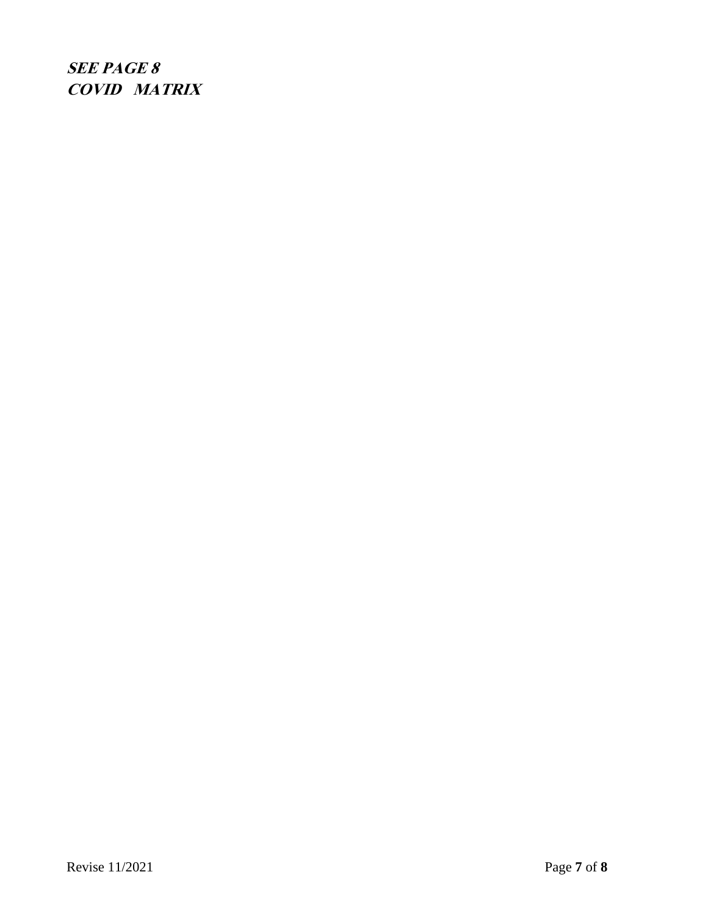***SEE PAGE 8***
***COVID MATRIX***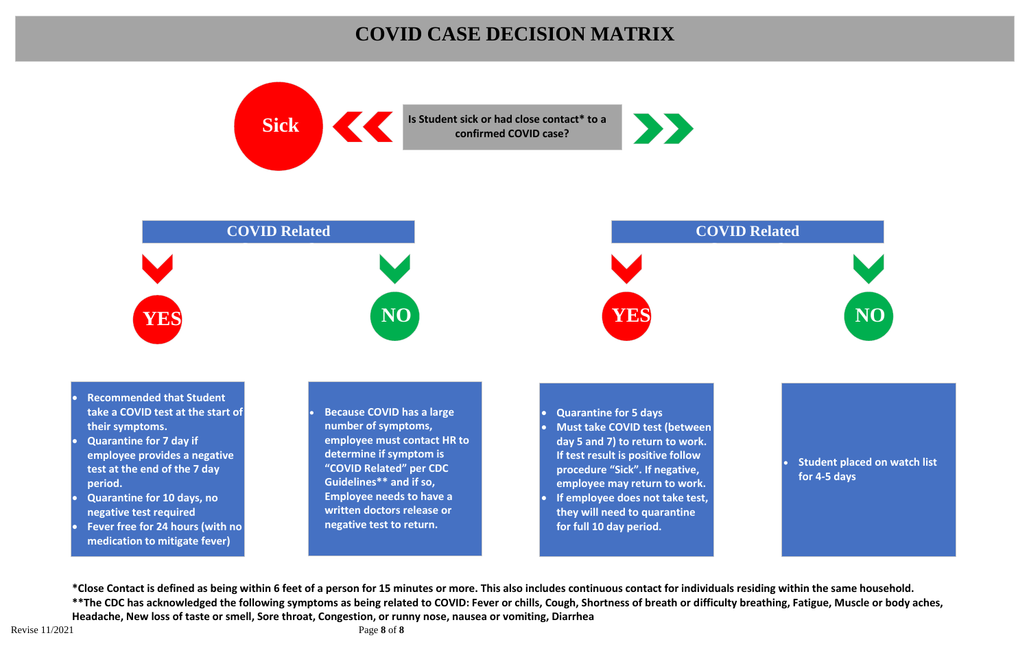# COVID CASE DECISION MATRIX

Sick

Is Student sick or had close contact* to a confirmed COVID case?

## COVID Related

**YES**

- Recommended that Student take a COVID test at the start of their symptoms.
- Quarantine for 7 day if employee provides a negative test at the end of the 7 day period.
- Quarantine for 10 days, no negative test required
- Fever free for 24 hours (with no medication to mitigate fever)

**NO**

- Because COVID has a large number of symptoms, employee must contact HR to determine if symptom is "COVID Related" per CDC Guidelines** and if so, Employee needs to have a written doctors release or negative test to return.

## COVID Related

**YES**

- Quarantine for 5 days
- Must take COVID test (between day 5 and 7) to return to work. If test result is positive follow procedure "Sick". If negative, employee may return to work.
- If employee does not take test, they will need to quarantine for full 10 day period.

**NO**

- Student placed on watch list for 4-5 days

**\*Close Contact is defined as being within 6 feet of a person for 15 minutes or more. This also includes continuous contact for individuals residing within the same household.**

**\*\*The CDC has acknowledged the following symptoms as being related to COVID: Fever or chills, Cough, Shortness of breath or difficulty breathing, Fatigue, Muscle or body aches, Headache, New loss of taste or smell, Sore throat, Congestion, or runny nose, nausea or vomiting, Diarrhea**

Revise 11/2021